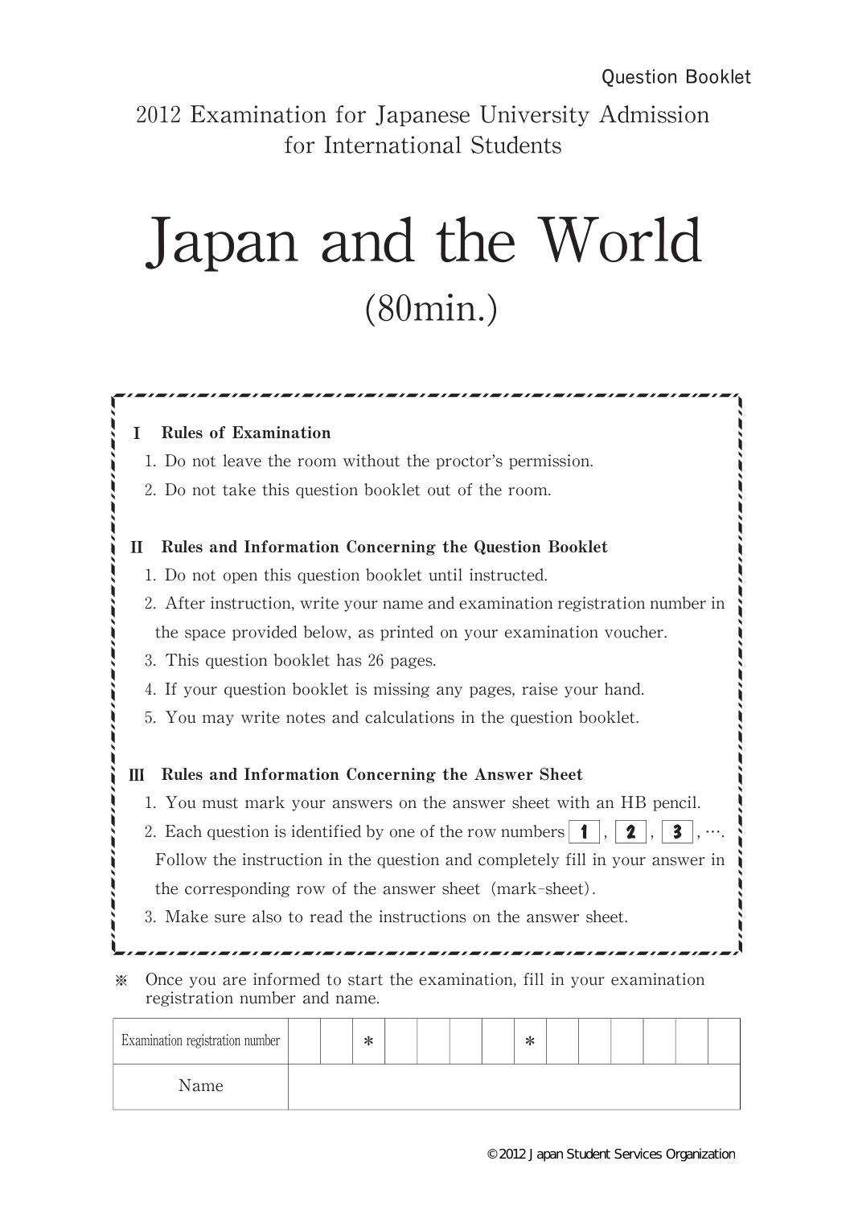Question Booklet

2012 Examination for Japanese University Admission for International Students

# Japan and the World

(80min.)

**Ⅰ Rules of Examination**

1. Do not leave the room without the proctor's permission.
2. Do not take this question booklet out of the room.

**Ⅱ Rules and Information Concerning the Question Booklet**

1. Do not open this question booklet until instructed.
2. After instruction, write your name and examination registration number in the space provided below, as printed on your examination voucher.
3. This question booklet has 26 pages.
4. If your question booklet is missing any pages, raise your hand.
5. You may write notes and calculations in the question booklet.

**Ⅲ Rules and Information Concerning the Answer Sheet**

1. You must mark your answers on the answer sheet with an HB pencil.
2. Each question is identified by one of the row numbers **1**, **2**, **3**, ….  Follow the instruction in the question and completely fill in your answer in the corresponding row of the answer sheet (mark-sheet).
3. Make sure also to read the instructions on the answer sheet.

※ Once you are informed to start the examination, fill in your examination registration number and name.

| Examination registration number | | | * | | | | | * | | | | | | |
|---|---|---|---|---|---|---|---|---|---|---|---|---|---|---|
| Name | | | | | | | | | | | | | | |

©2012 Japan Student Services Organization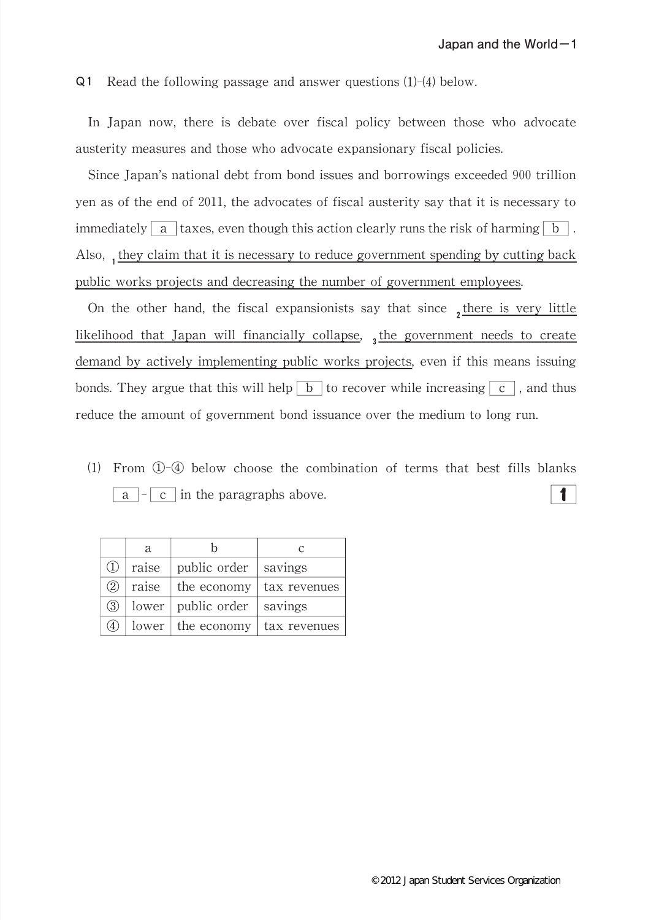**Q1** Read the following passage and answer questions (1)-(4) below.

In Japan now, there is debate over fiscal policy between those who advocate austerity measures and those who advocate expansionary fiscal policies.

Since Japan's national debt from bond issues and borrowings exceeded 900 trillion yen as of the end of 2011, the advocates of fiscal austerity say that it is necessary to immediately [ a ] taxes, even though this action clearly runs the risk of harming [ b ]. Also, [1]<u>they claim that it is necessary to reduce government spending by cutting back public works projects and decreasing the number of government employees</u>.

On the other hand, the fiscal expansionists say that since [2]<u>there is very little likelihood that Japan will financially collapse</u>, [3]<u>the government needs to create demand by actively implementing public works projects</u>, even if this means issuing bonds. They argue that this will help [ b ] to recover while increasing [ c ], and thus reduce the amount of government bond issuance over the medium to long run.

(1) From ①-④ below choose the combination of terms that best fills blanks [ a ]-[ c ] in the paragraphs above. **1**

| | a | b | c |
|---|---|---|---|
| ① | raise | public order | savings |
| ② | raise | the economy | tax revenues |
| ③ | lower | public order | savings |
| ④ | lower | the economy | tax revenues |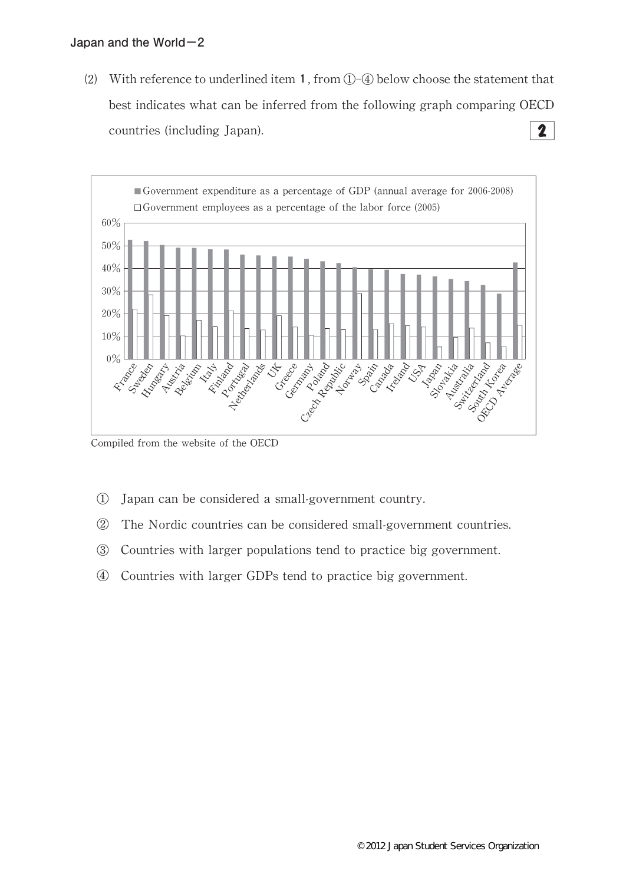(2) With reference to underlined item **1**, from ①–④ below choose the statement that best indicates what can be inferred from the following graph comparing OECD countries (including Japan). **2**

■ Government expenditure as a percentage of GDP (annual average for 2006-2008)
□ Government employees as a percentage of the labor force (2005)

Countries (left to right): France, Sweden, Hungary, Austria, Belgium, Italy, Finland, Portugal, Netherlands, UK, Greece, Germany, Poland, Czech Republic, Norway, Spain, Canada, Ireland, USA, Japan, Slovakia, Australia, Switzerland, South Korea, OECD Average

Compiled from the website of the OECD

① Japan can be considered a small-government country.

② The Nordic countries can be considered small-government countries.

③ Countries with larger populations tend to practice big government.

④ Countries with larger GDPs tend to practice big government.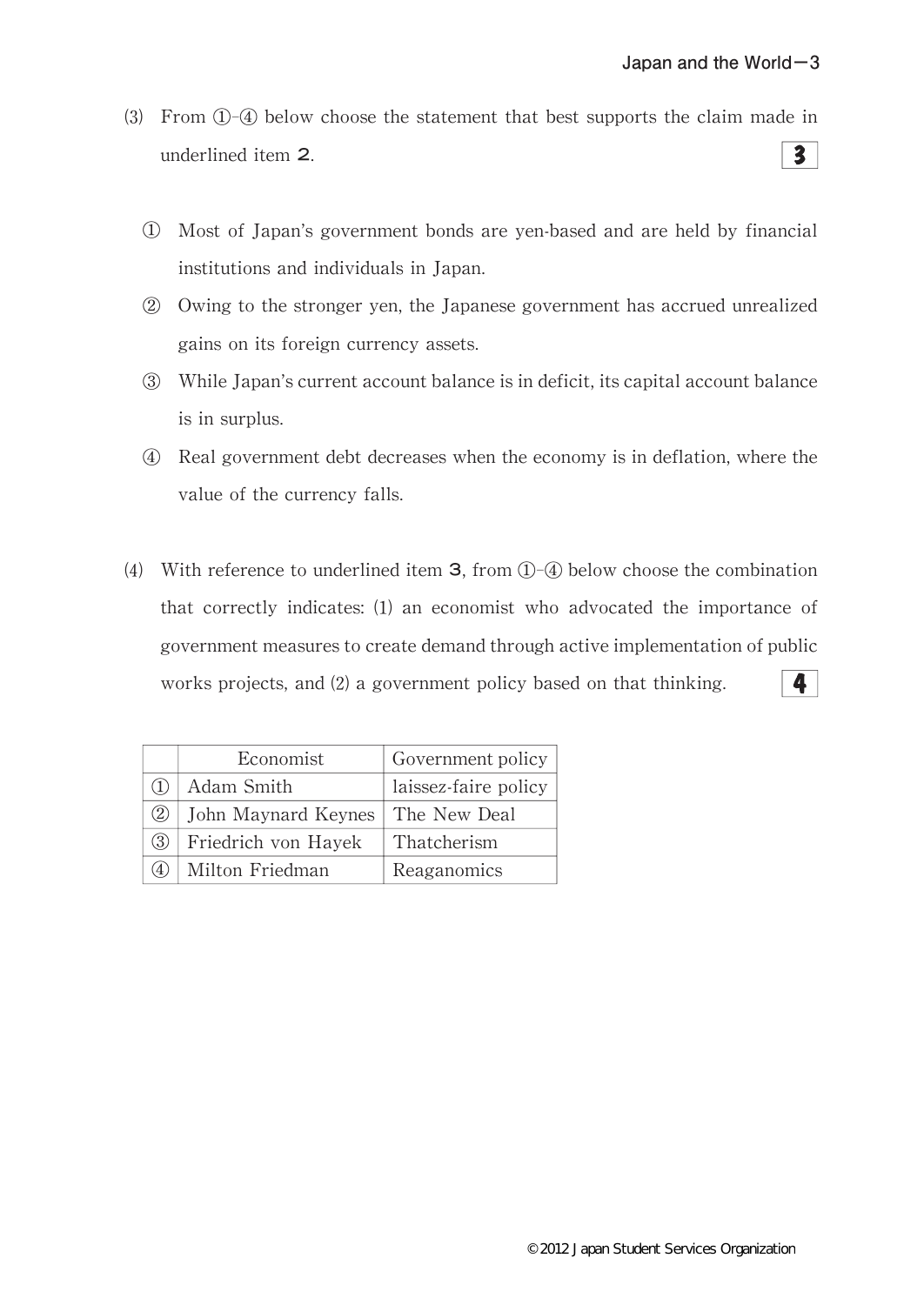(3) From ①-④ below choose the statement that best supports the claim made in underlined item **2**. **3**

① Most of Japan's government bonds are yen-based and are held by financial institutions and individuals in Japan.

② Owing to the stronger yen, the Japanese government has accrued unrealized gains on its foreign currency assets.

③ While Japan's current account balance is in deficit, its capital account balance is in surplus.

④ Real government debt decreases when the economy is in deflation, where the value of the currency falls.

(4) With reference to underlined item **3**, from ①-④ below choose the combination that correctly indicates: (1) an economist who advocated the importance of government measures to create demand through active implementation of public works projects, and (2) a government policy based on that thinking. **4**

| | Economist | Government policy |
|---|---|---|
| ① | Adam Smith | laissez-faire policy |
| ② | John Maynard Keynes | The New Deal |
| ③ | Friedrich von Hayek | Thatcherism |
| ④ | Milton Friedman | Reaganomics |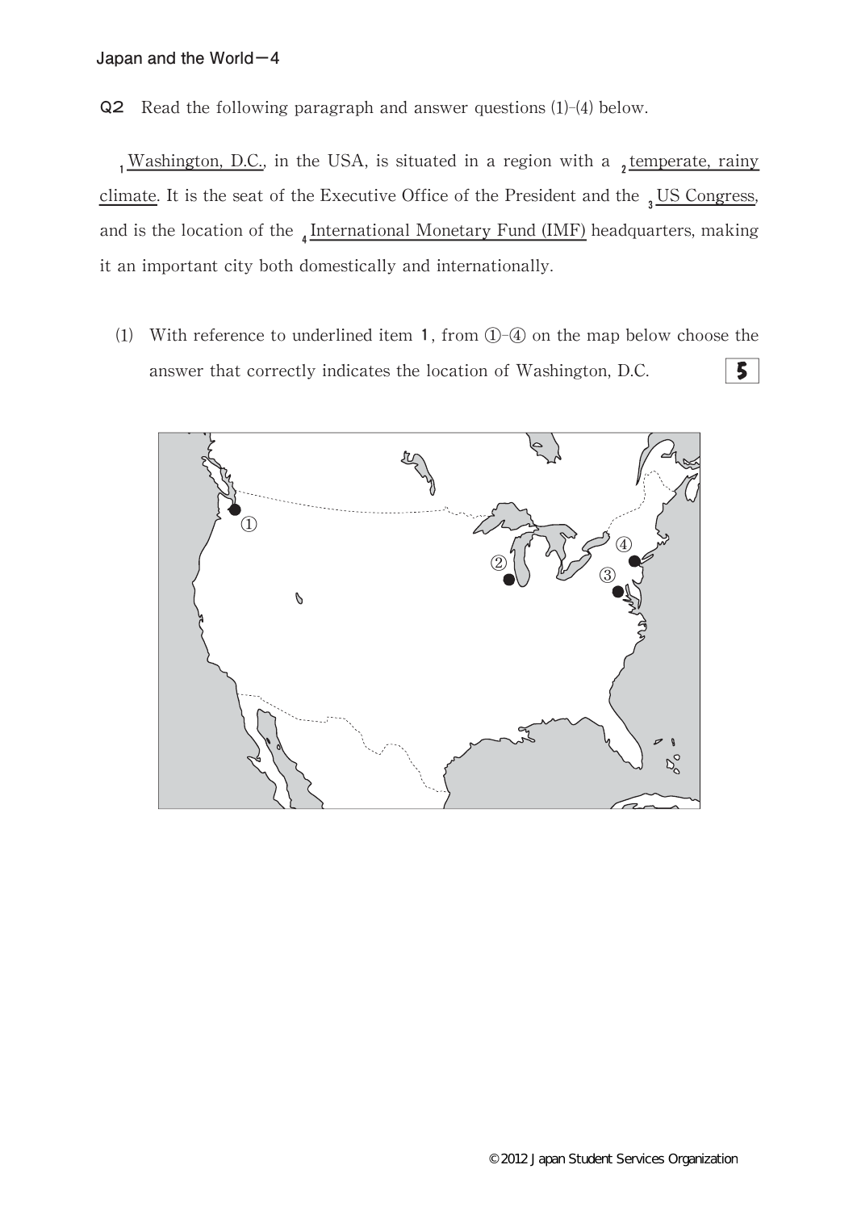**Q2** Read the following paragraph and answer questions (1)-(4) below.

[1] <u>Washington, D.C.</u>, in the USA, is situated in a region with a [2] <u>temperate, rainy climate</u>. It is the seat of the Executive Office of the President and the [3] <u>US Congress</u>, and is the location of the [4] <u>International Monetary Fund (IMF)</u> headquarters, making it an important city both domestically and internationally.

(1) With reference to underlined item **1**, from ①-④ on the map below choose the answer that correctly indicates the location of Washington, D.C. **5**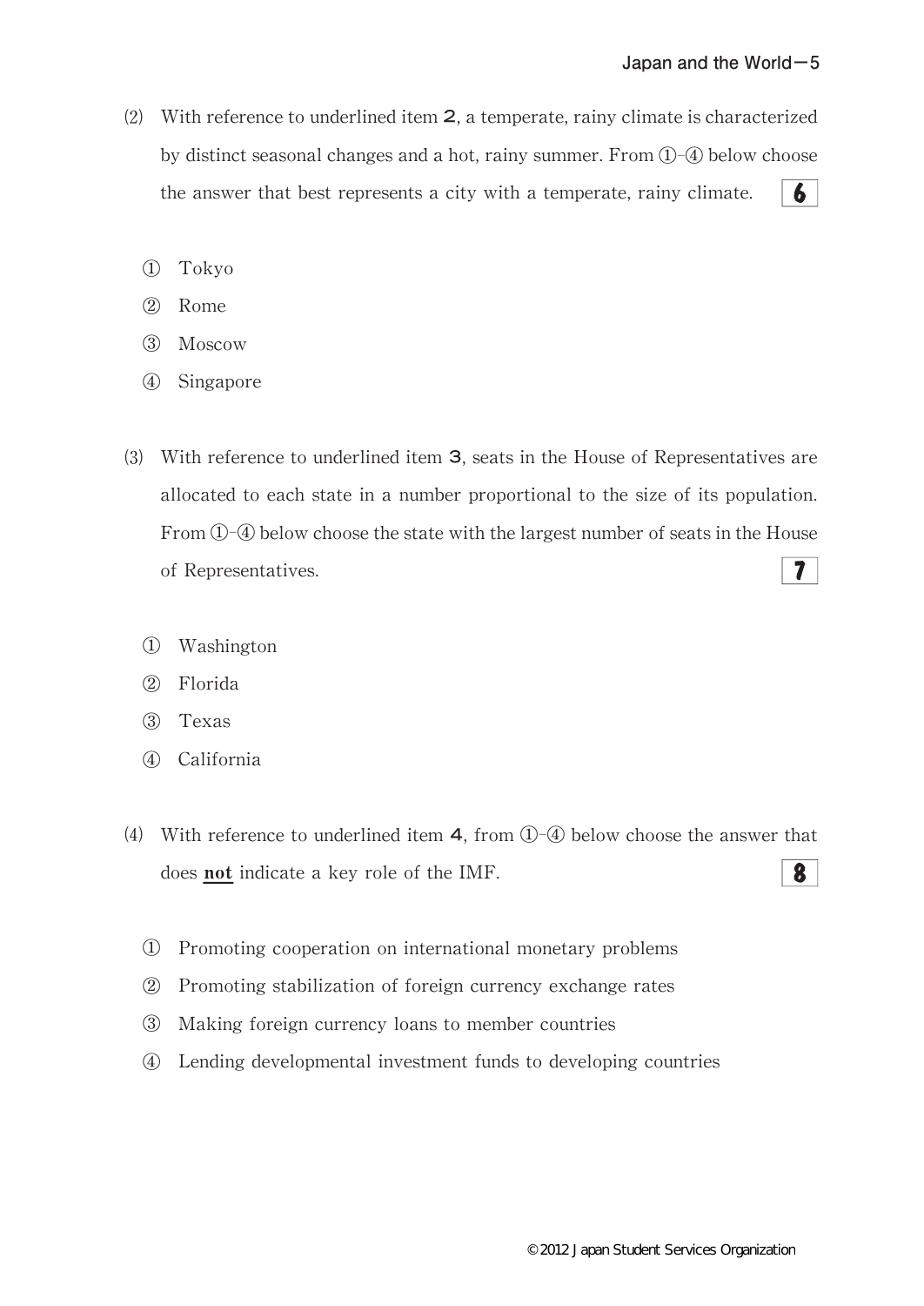(2) With reference to underlined item **2**, a temperate, rainy climate is characterized by distinct seasonal changes and a hot, rainy summer. From ①-④ below choose the answer that best represents a city with a temperate, rainy climate. **6**

① Tokyo

② Rome

③ Moscow

④ Singapore

(3) With reference to underlined item **3**, seats in the House of Representatives are allocated to each state in a number proportional to the size of its population. From ①-④ below choose the state with the largest number of seats in the House of Representatives. **7**

① Washington

② Florida

③ Texas

④ California

(4) With reference to underlined item **4**, from ①-④ below choose the answer that does **not** indicate a key role of the IMF. **8**

① Promoting cooperation on international monetary problems

② Promoting stabilization of foreign currency exchange rates

③ Making foreign currency loans to member countries

④ Lending developmental investment funds to developing countries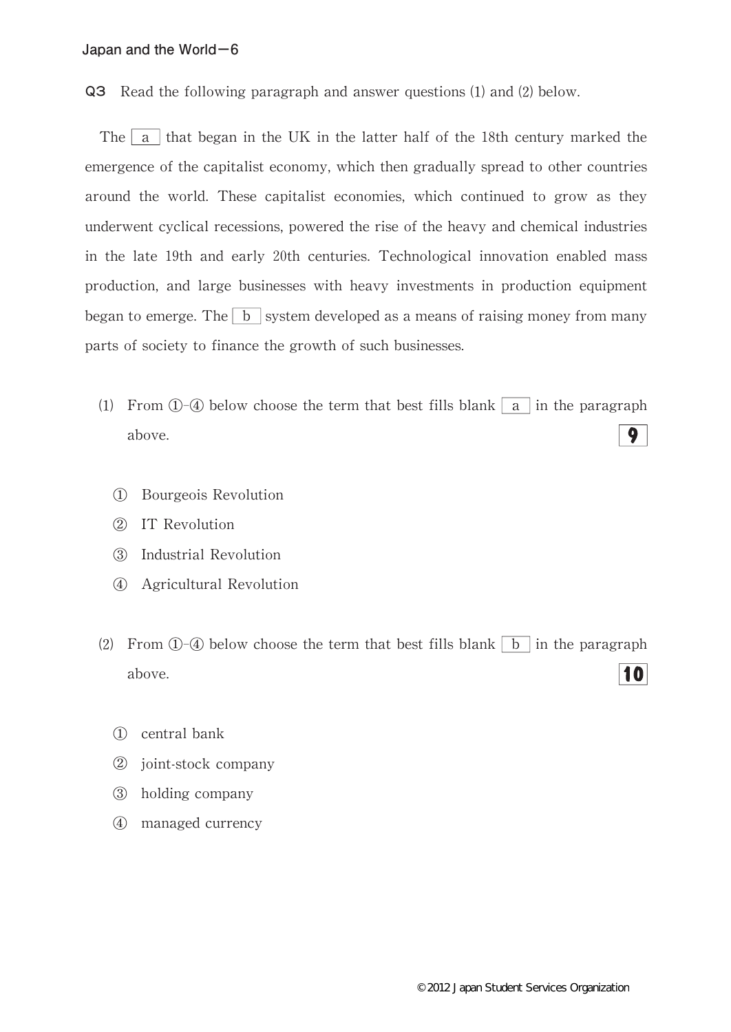**Q3** Read the following paragraph and answer questions (1) and (2) below.

The [ a ] that began in the UK in the latter half of the 18th century marked the emergence of the capitalist economy, which then gradually spread to other countries around the world. These capitalist economies, which continued to grow as they underwent cyclical recessions, powered the rise of the heavy and chemical industries in the late 19th and early 20th centuries. Technological innovation enabled mass production, and large businesses with heavy investments in production equipment began to emerge. The [ b ] system developed as a means of raising money from many parts of society to finance the growth of such businesses.

(1) From ①-④ below choose the term that best fills blank [ a ] in the paragraph above. **9**

① Bourgeois Revolution

② IT Revolution

③ Industrial Revolution

④ Agricultural Revolution

(2) From ①-④ below choose the term that best fills blank [ b ] in the paragraph above. **10**

① central bank

② joint-stock company

③ holding company

④ managed currency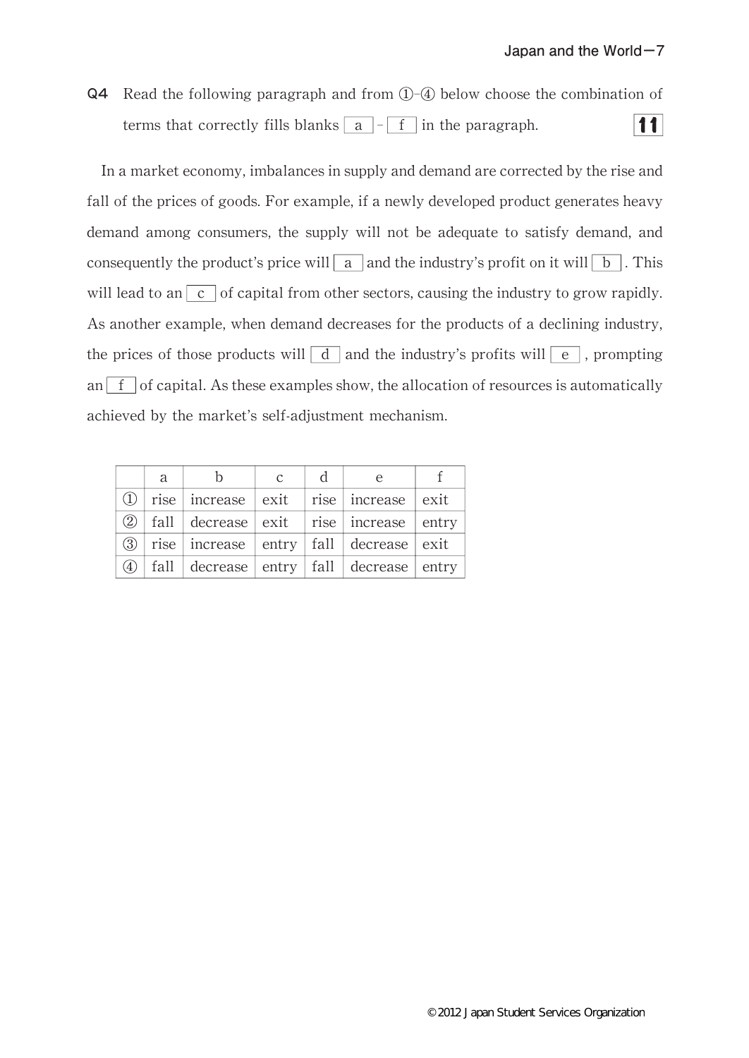**Q4** Read the following paragraph and from ①-④ below choose the combination of terms that correctly fills blanks [ a ] - [ f ] in the paragraph. **11**

In a market economy, imbalances in supply and demand are corrected by the rise and fall of the prices of goods. For example, if a newly developed product generates heavy demand among consumers, the supply will not be adequate to satisfy demand, and consequently the product's price will [ a ] and the industry's profit on it will [ b ]. This will lead to an [ c ] of capital from other sectors, causing the industry to grow rapidly. As another example, when demand decreases for the products of a declining industry, the prices of those products will [ d ] and the industry's profits will [ e ], prompting an [ f ] of capital. As these examples show, the allocation of resources is automatically achieved by the market's self-adjustment mechanism.

| | a | b | c | d | e | f |
|---|---|---|---|---|---|---|
| ① | rise | increase | exit | rise | increase | exit |
| ② | fall | decrease | exit | rise | increase | entry |
| ③ | rise | increase | entry | fall | decrease | exit |
| ④ | fall | decrease | entry | fall | decrease | entry |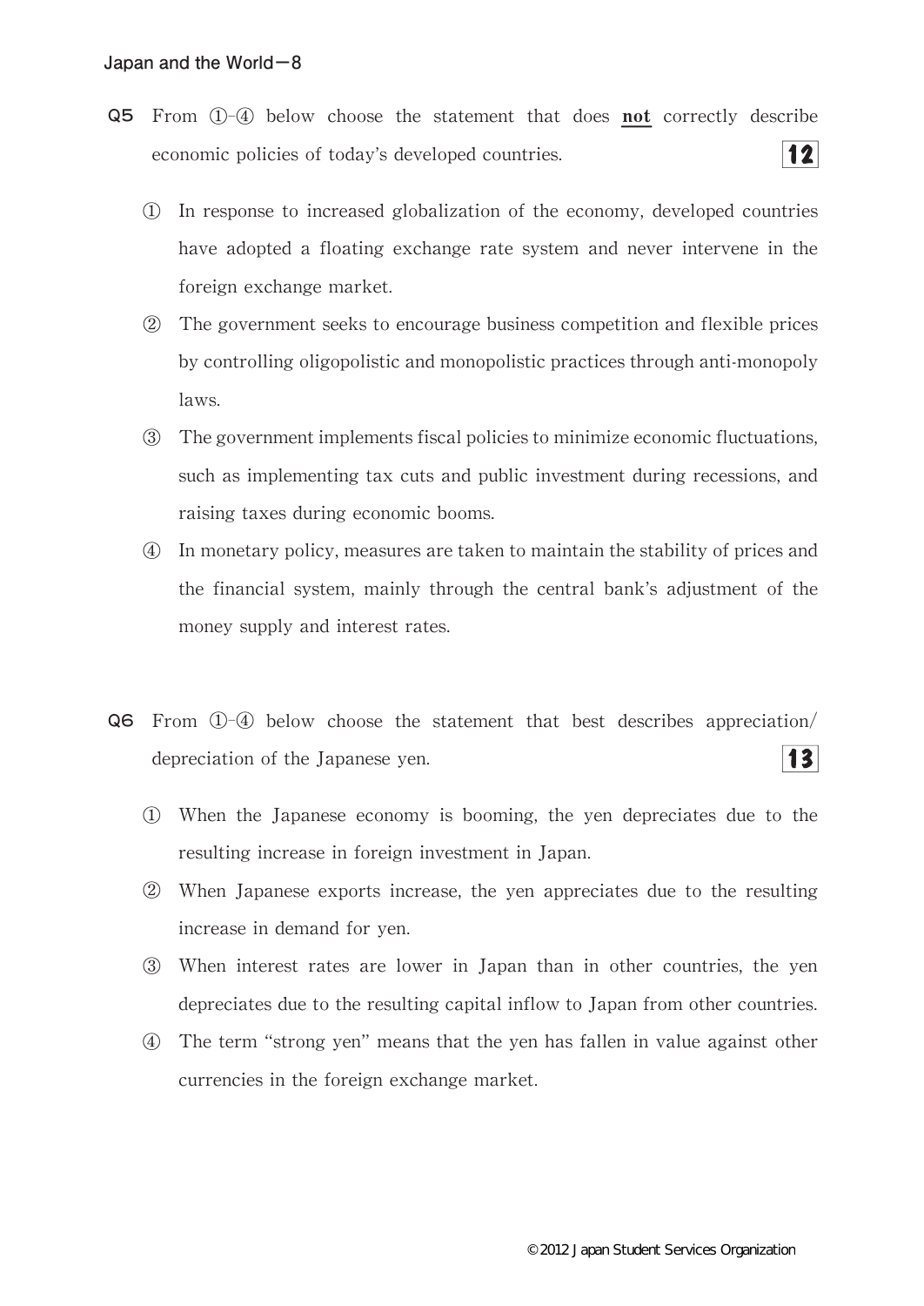**Q5** From ①-④ below choose the statement that does **not** correctly describe economic policies of today's developed countries. **12**

① In response to increased globalization of the economy, developed countries have adopted a floating exchange rate system and never intervene in the foreign exchange market.

② The government seeks to encourage business competition and flexible prices by controlling oligopolistic and monopolistic practices through anti-monopoly laws.

③ The government implements fiscal policies to minimize economic fluctuations, such as implementing tax cuts and public investment during recessions, and raising taxes during economic booms.

④ In monetary policy, measures are taken to maintain the stability of prices and the financial system, mainly through the central bank's adjustment of the money supply and interest rates.

**Q6** From ①-④ below choose the statement that best describes appreciation/depreciation of the Japanese yen. **13**

① When the Japanese economy is booming, the yen depreciates due to the resulting increase in foreign investment in Japan.

② When Japanese exports increase, the yen appreciates due to the resulting increase in demand for yen.

③ When interest rates are lower in Japan than in other countries, the yen depreciates due to the resulting capital inflow to Japan from other countries.

④ The term "strong yen" means that the yen has fallen in value against other currencies in the foreign exchange market.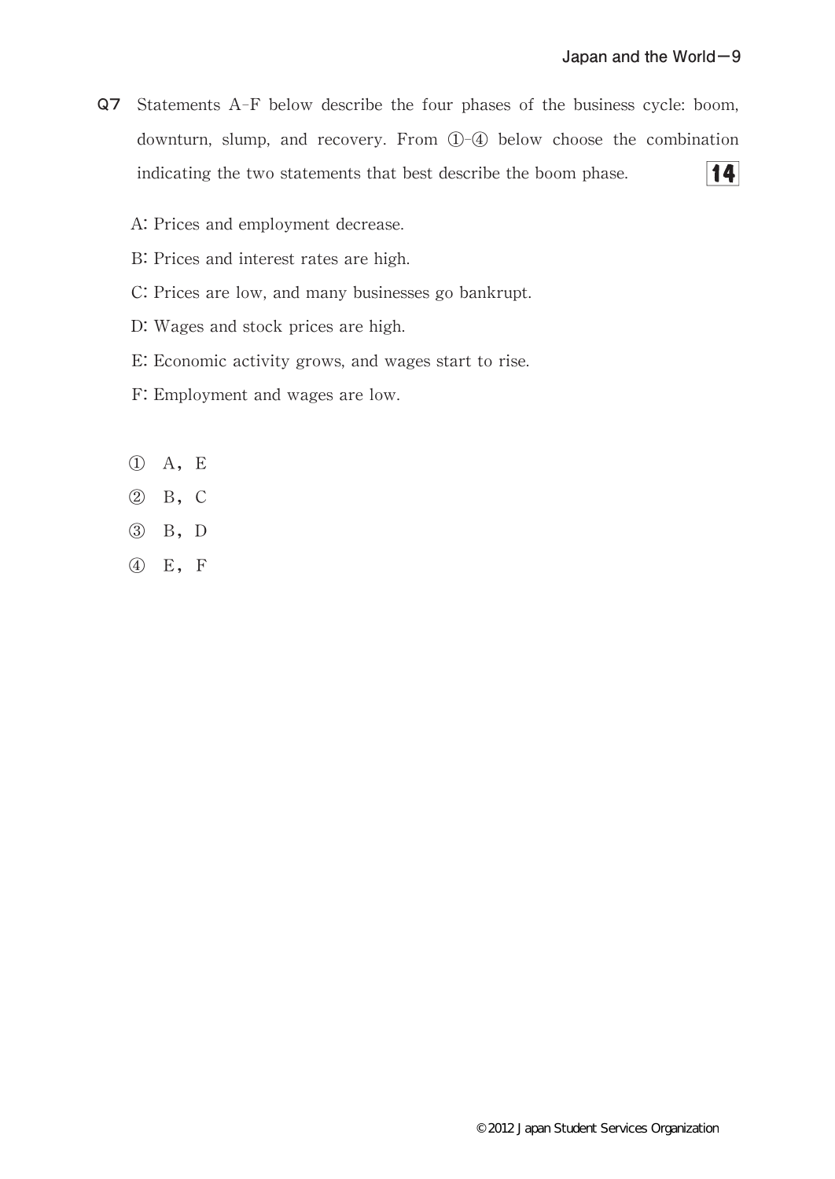**Q7** Statements A–F below describe the four phases of the business cycle: boom, downturn, slump, and recovery. From ①–④ below choose the combination indicating the two statements that best describe the boom phase. **14**

A: Prices and employment decrease.

B: Prices and interest rates are high.

C: Prices are low, and many businesses go bankrupt.

D: Wages and stock prices are high.

E: Economic activity grows, and wages start to rise.

F: Employment and wages are low.

① A, E

② B, C

③ B, D

④ E, F

©2012 Japan Student Services Organization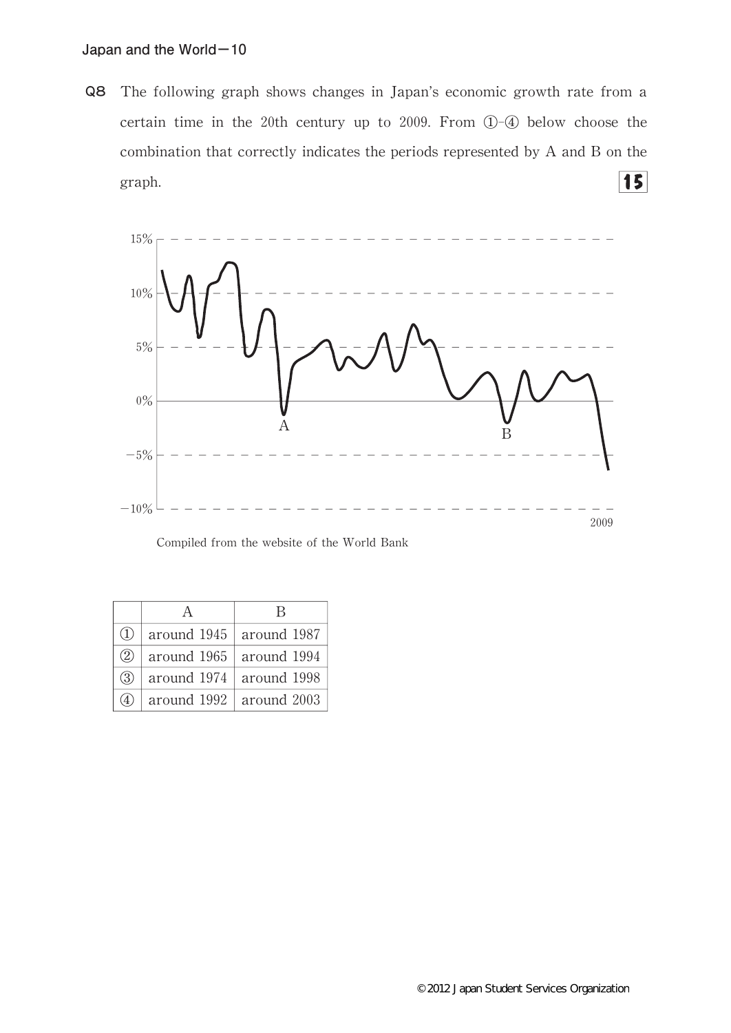**Q8** The following graph shows changes in Japan's economic growth rate from a certain time in the 20th century up to 2009. From ①-④ below choose the combination that correctly indicates the periods represented by A and B on the graph. **15**

Compiled from the website of the World Bank

| | A | B |
|---|---|---|
| ① | around 1945 | around 1987 |
| ② | around 1965 | around 1994 |
| ③ | around 1974 | around 1998 |
| ④ | around 1992 | around 2003 |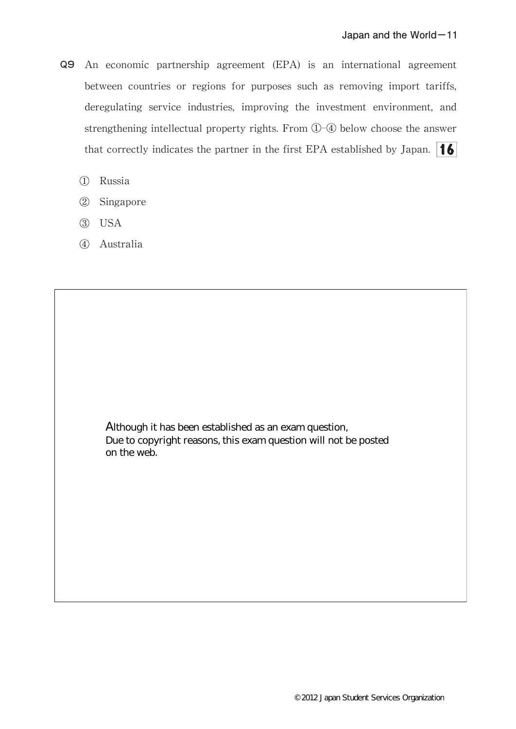**Q9** An economic partnership agreement (EPA) is an international agreement between countries or regions for purposes such as removing import tariffs, deregulating service industries, improving the investment environment, and strengthening intellectual property rights. From ①-④ below choose the answer that correctly indicates the partner in the first EPA established by Japan. **16**

① Russia

② Singapore

③ USA

④ Australia

Although it has been established as an exam question,
Due to copyright reasons, this exam question will not be posted on the web.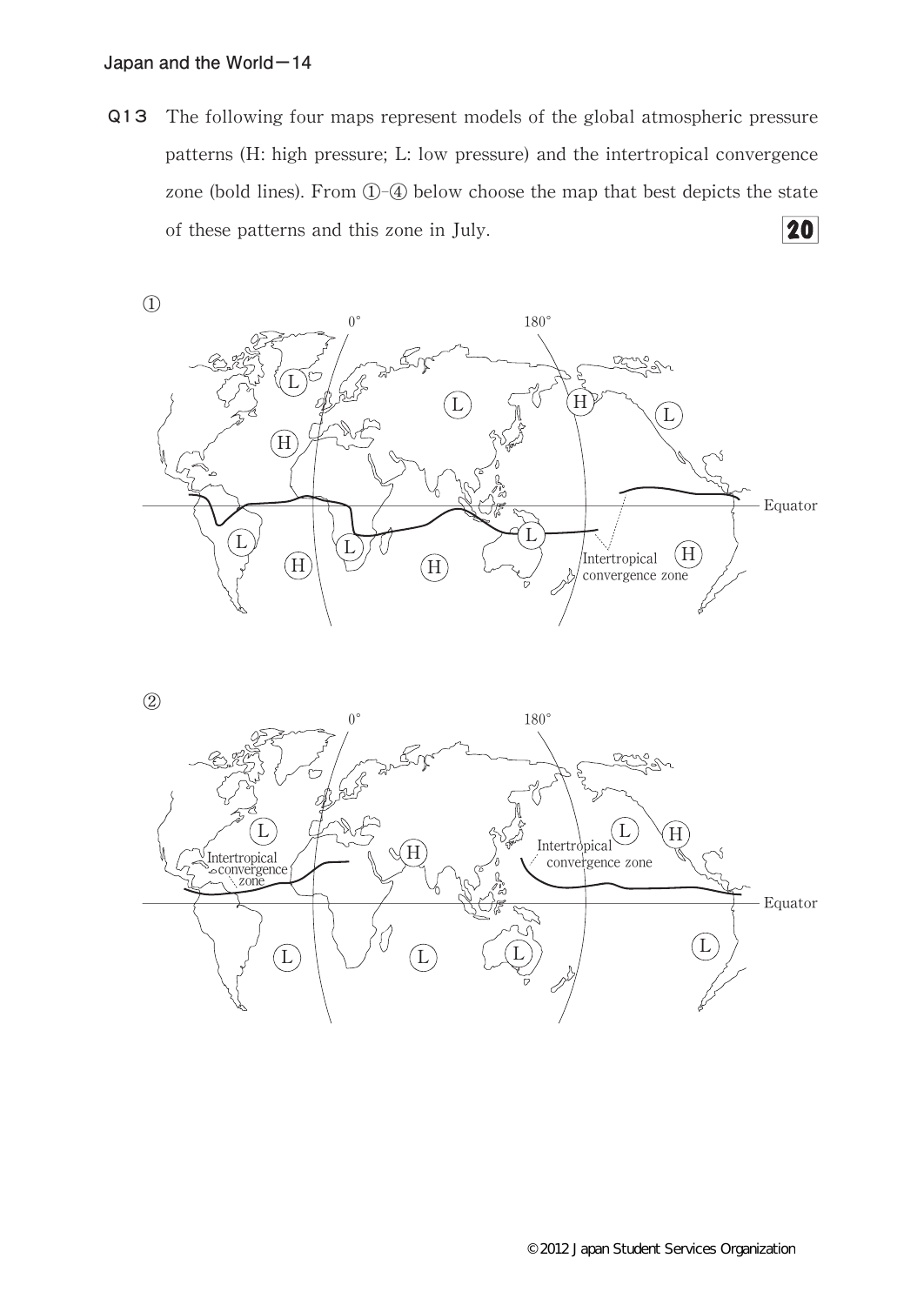Q13 The following four maps represent models of the global atmospheric pressure patterns (H: high pressure; L: low pressure) and the intertropical convergence zone (bold lines). From ①-④ below choose the map that best depicts the state of these patterns and this zone in July. **20**

①

0° 180°

L L H L H

Equator

L L L

H H H

Intertropical convergence zone

②

0° 180°

L H L H

Intertropical convergence zone

Intertropical convergence zone

Equator

L L L L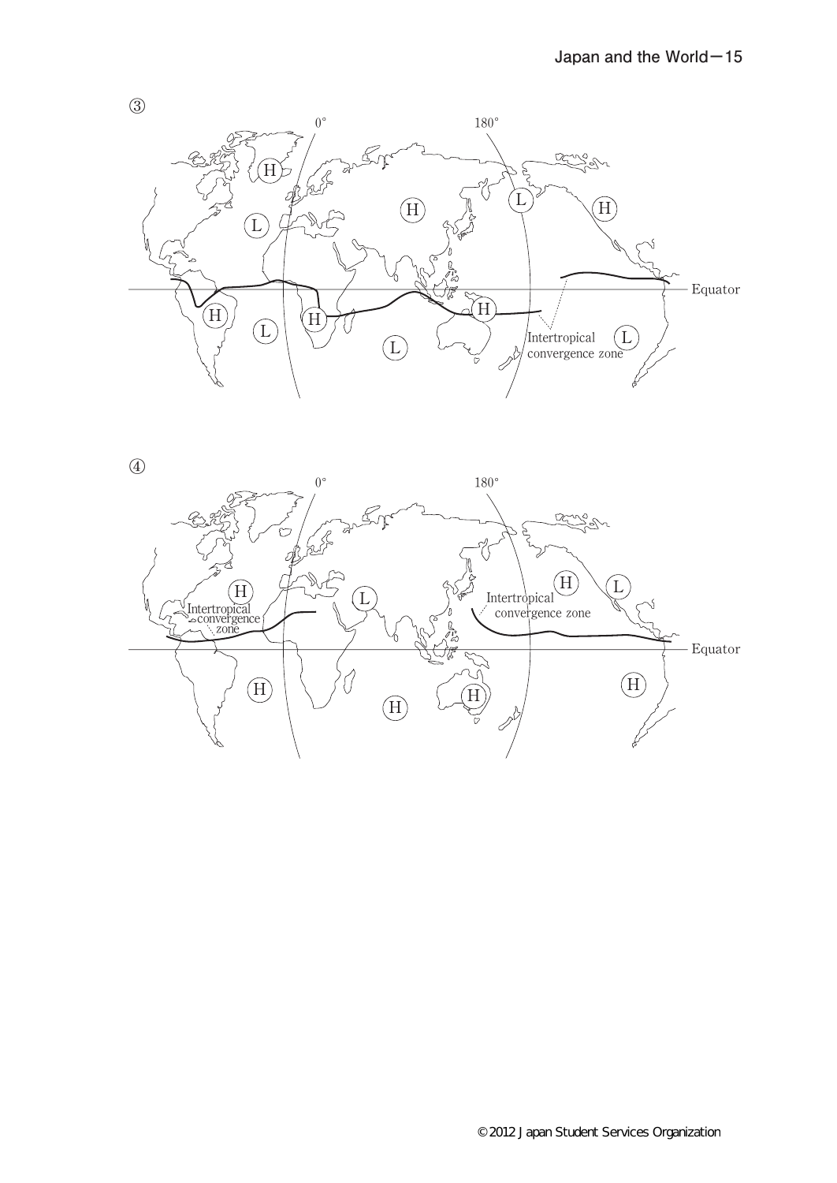③

0° 180°

H H L H L Equator H H H L L Intertropical convergence zone L

④

0° 180°

H L Intertropical convergence zone H L Intertropical convergence zone Equator H H H H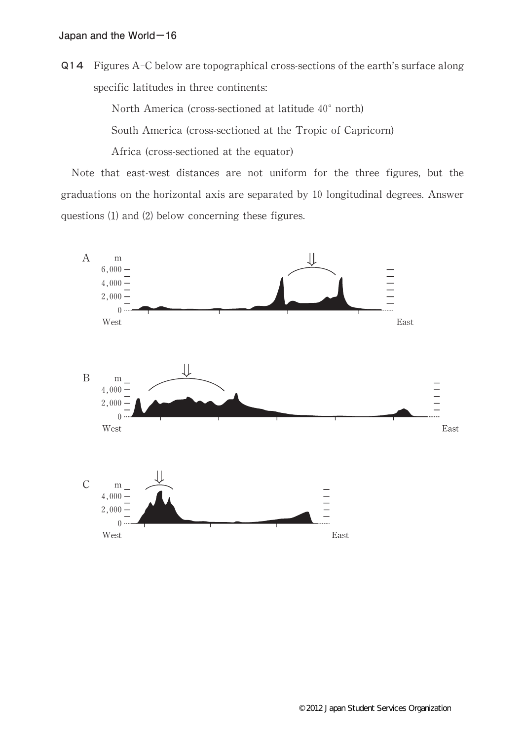**Q14** Figures A–C below are topographical cross-sections of the earth's surface along specific latitudes in three continents:

North America (cross-sectioned at latitude 40° north)

South America (cross-sectioned at the Tropic of Capricorn)

Africa (cross-sectioned at the equator)

Note that east-west distances are not uniform for the three figures, but the graduations on the horizontal axis are separated by 10 longitudinal degrees. Answer questions (1) and (2) below concerning these figures.

A

B

C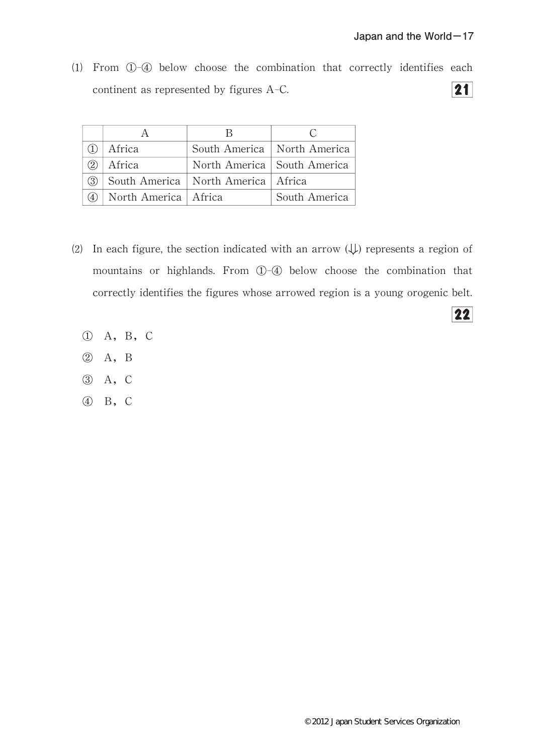(1) From ①-④ below choose the combination that correctly identifies each continent as represented by figures A-C. **21**

| | A | B | C |
|---|---|---|---|
| ① | Africa | South America | North America |
| ② | Africa | North America | South America |
| ③ | South America | North America | Africa |
| ④ | North America | Africa | South America |

(2) In each figure, the section indicated with an arrow (⇓) represents a region of mountains or highlands. From ①-④ below choose the combination that correctly identifies the figures whose arrowed region is a young orogenic belt. **22**

① A, B, C

② A, B

③ A, C

④ B, C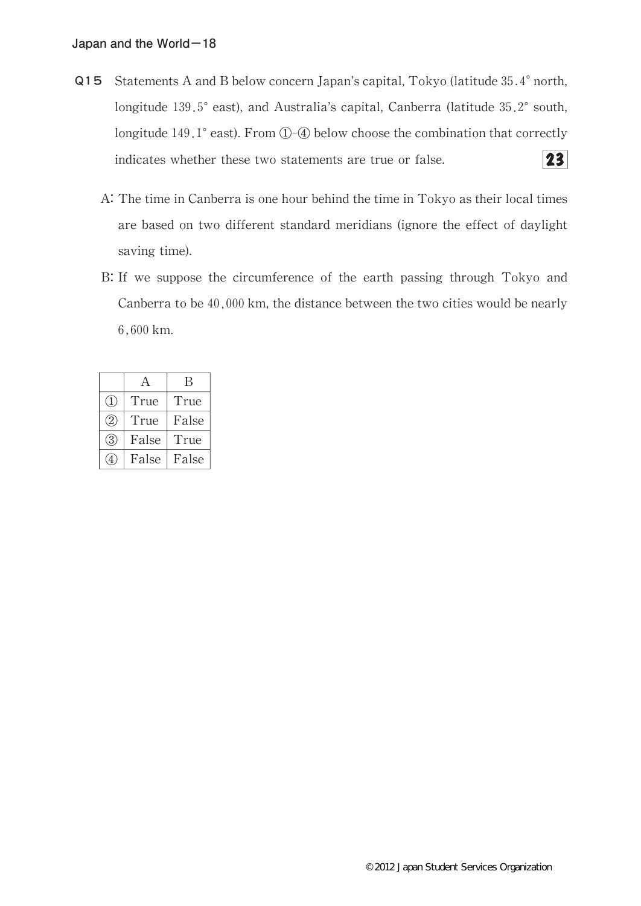**Q15** Statements A and B below concern Japan's capital, Tokyo (latitude 35.4° north, longitude 139.5° east), and Australia's capital, Canberra (latitude 35.2° south, longitude 149.1° east). From ①-④ below choose the combination that correctly indicates whether these two statements are true or false. **23**

A: The time in Canberra is one hour behind the time in Tokyo as their local times are based on two different standard meridians (ignore the effect of daylight saving time).

B: If we suppose the circumference of the earth passing through Tokyo and Canberra to be 40,000 km, the distance between the two cities would be nearly 6,600 km.

| | A | B |
|---|---|---|
| ① | True | True |
| ② | True | False |
| ③ | False | True |
| ④ | False | False |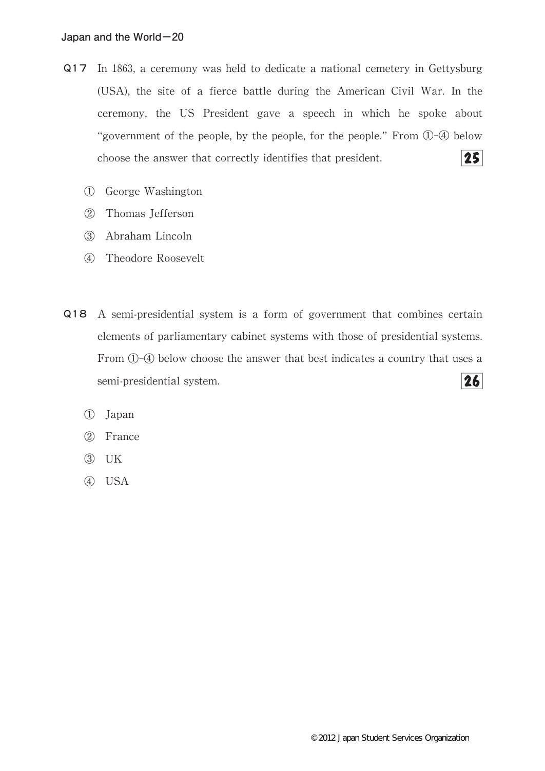**Q17** In 1863, a ceremony was held to dedicate a national cemetery in Gettysburg (USA), the site of a fierce battle during the American Civil War. In the ceremony, the US President gave a speech in which he spoke about "government of the people, by the people, for the people." From ①-④ below choose the answer that correctly identifies that president. **25**

① George Washington

② Thomas Jefferson

③ Abraham Lincoln

④ Theodore Roosevelt

**Q18** A semi-presidential system is a form of government that combines certain elements of parliamentary cabinet systems with those of presidential systems. From ①-④ below choose the answer that best indicates a country that uses a semi-presidential system. **26**

① Japan

② France

③ UK

④ USA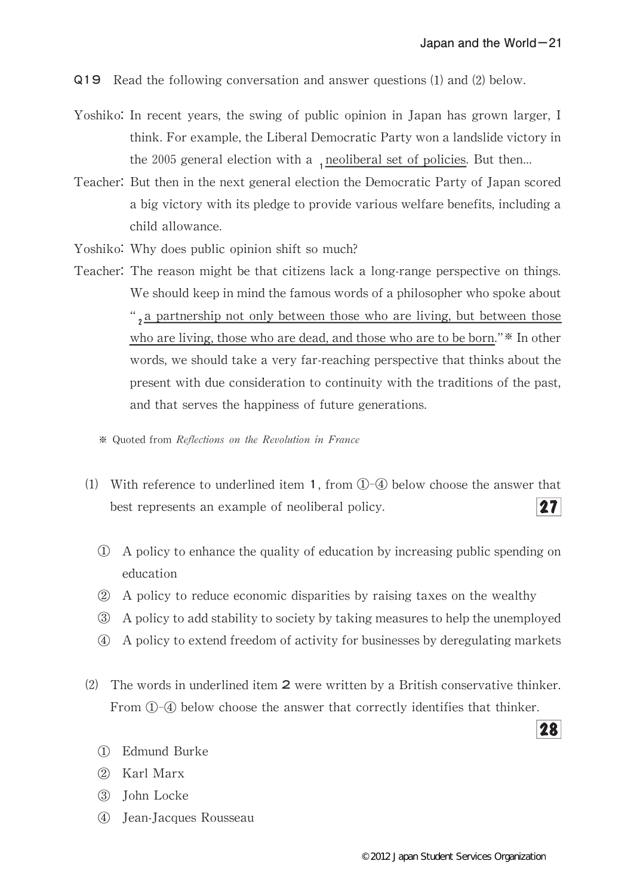**Q19** Read the following conversation and answer questions (1) and (2) below.

Yoshiko: In recent years, the swing of public opinion in Japan has grown larger, I think. For example, the Liberal Democratic Party won a landslide victory in the 2005 general election with a [1] <u>neoliberal set of policies</u>. But then...

Teacher: But then in the next general election the Democratic Party of Japan scored a big victory with its pledge to provide various welfare benefits, including a child allowance.

Yoshiko: Why does public opinion shift so much?

Teacher: The reason might be that citizens lack a long-range perspective on things. We should keep in mind the famous words of a philosopher who spoke about "[2] <u>a partnership not only between those who are living, but between those who are living, those who are dead, and those who are to be born</u>."※ In other words, we should take a very far-reaching perspective that thinks about the present with due consideration to continuity with the traditions of the past, and that serves the happiness of future generations.

※ Quoted from *Reflections on the Revolution in France*

(1) With reference to underlined item **1**, from ①-④ below choose the answer that best represents an example of neoliberal policy. **27**

① A policy to enhance the quality of education by increasing public spending on education

② A policy to reduce economic disparities by raising taxes on the wealthy

③ A policy to add stability to society by taking measures to help the unemployed

④ A policy to extend freedom of activity for businesses by deregulating markets

(2) The words in underlined item **2** were written by a British conservative thinker. From ①-④ below choose the answer that correctly identifies that thinker. **28**

① Edmund Burke

② Karl Marx

③ John Locke

④ Jean-Jacques Rousseau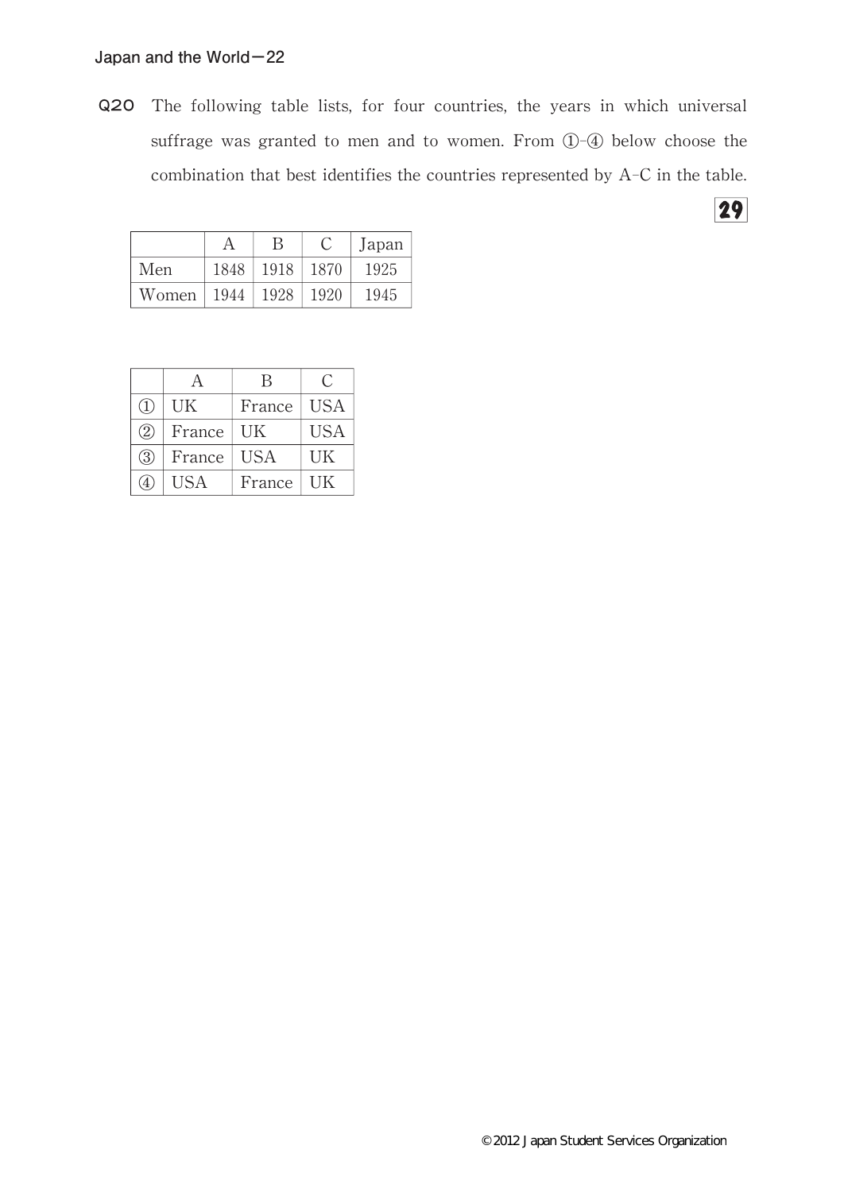**Q20** The following table lists, for four countries, the years in which universal suffrage was granted to men and to women. From ①-④ below choose the combination that best identifies the countries represented by A-C in the table. **29**

| | A | B | C | Japan |
|---|---|---|---|---|
| Men | 1848 | 1918 | 1870 | 1925 |
| Women | 1944 | 1928 | 1920 | 1945 |

| | A | B | C |
|---|---|---|---|
| ① | UK | France | USA |
| ② | France | UK | USA |
| ③ | France | USA | UK |
| ④ | USA | France | UK |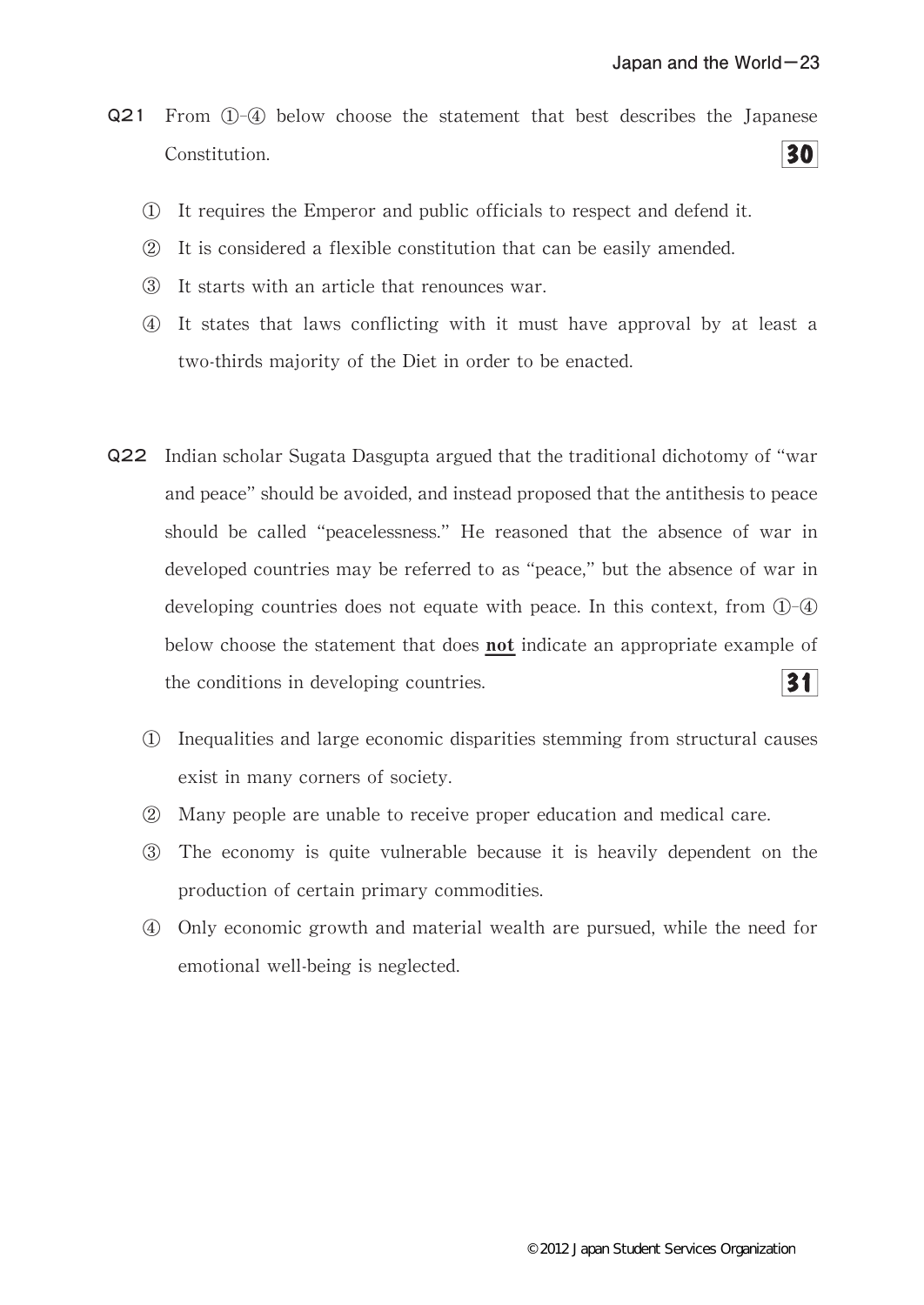**Q21** From ①-④ below choose the statement that best describes the Japanese Constitution. **30**

① It requires the Emperor and public officials to respect and defend it.

② It is considered a flexible constitution that can be easily amended.

③ It starts with an article that renounces war.

④ It states that laws conflicting with it must have approval by at least a two-thirds majority of the Diet in order to be enacted.

**Q22** Indian scholar Sugata Dasgupta argued that the traditional dichotomy of "war and peace" should be avoided, and instead proposed that the antithesis to peace should be called "peacelessness." He reasoned that the absence of war in developed countries may be referred to as "peace," but the absence of war in developing countries does not equate with peace. In this context, from ①-④ below choose the statement that does **not** indicate an appropriate example of the conditions in developing countries. **31**

① Inequalities and large economic disparities stemming from structural causes exist in many corners of society.

② Many people are unable to receive proper education and medical care.

③ The economy is quite vulnerable because it is heavily dependent on the production of certain primary commodities.

④ Only economic growth and material wealth are pursued, while the need for emotional well-being is neglected.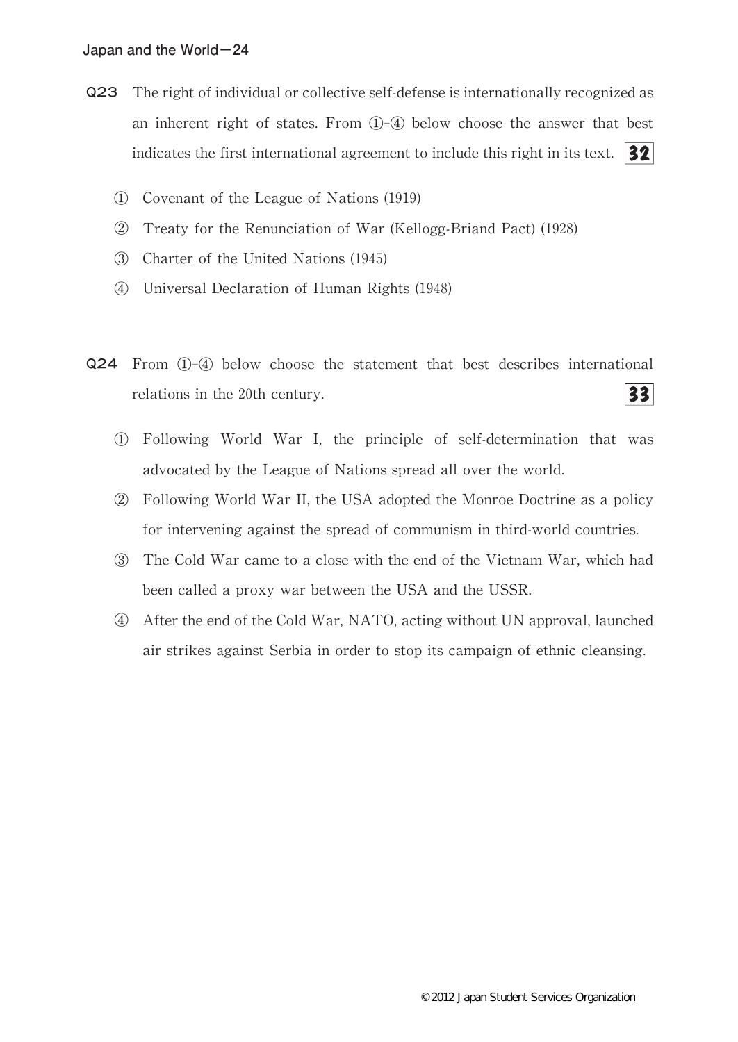**Q23** The right of individual or collective self-defense is internationally recognized as an inherent right of states. From ①-④ below choose the answer that best indicates the first international agreement to include this right in its text. **32**

① Covenant of the League of Nations (1919)

② Treaty for the Renunciation of War (Kellogg-Briand Pact) (1928)

③ Charter of the United Nations (1945)

④ Universal Declaration of Human Rights (1948)

**Q24** From ①-④ below choose the statement that best describes international relations in the 20th century. **33**

① Following World War I, the principle of self-determination that was advocated by the League of Nations spread all over the world.

② Following World War II, the USA adopted the Monroe Doctrine as a policy for intervening against the spread of communism in third-world countries.

③ The Cold War came to a close with the end of the Vietnam War, which had been called a proxy war between the USA and the USSR.

④ After the end of the Cold War, NATO, acting without UN approval, launched air strikes against Serbia in order to stop its campaign of ethnic cleansing.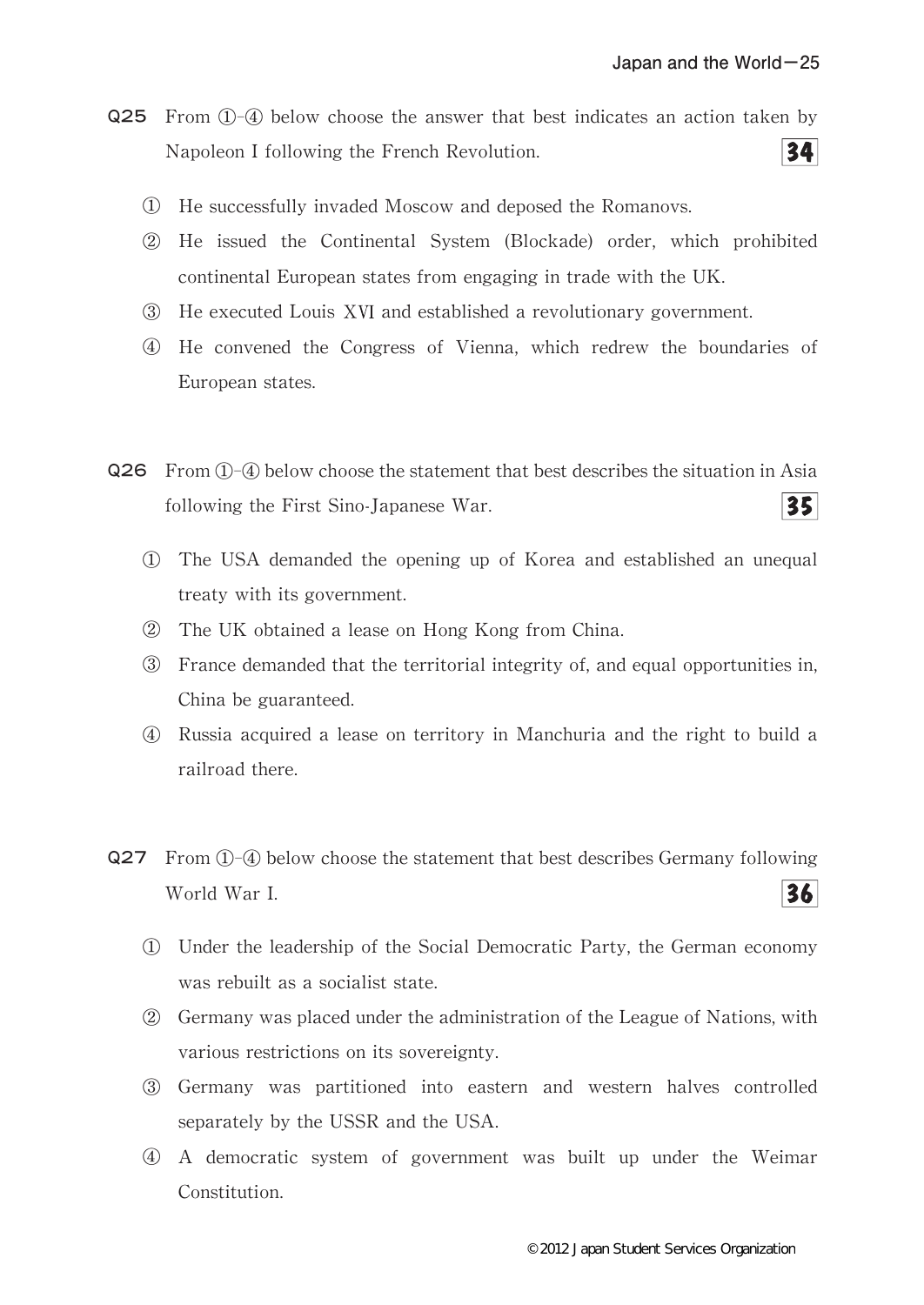**Q25** From ①-④ below choose the answer that best indicates an action taken by Napoleon I following the French Revolution. **34**

① He successfully invaded Moscow and deposed the Romanovs.

② He issued the Continental System (Blockade) order, which prohibited continental European states from engaging in trade with the UK.

③ He executed Louis XVI and established a revolutionary government.

④ He convened the Congress of Vienna, which redrew the boundaries of European states.

**Q26** From ①-④ below choose the statement that best describes the situation in Asia following the First Sino-Japanese War. **35**

① The USA demanded the opening up of Korea and established an unequal treaty with its government.

② The UK obtained a lease on Hong Kong from China.

③ France demanded that the territorial integrity of, and equal opportunities in, China be guaranteed.

④ Russia acquired a lease on territory in Manchuria and the right to build a railroad there.

**Q27** From ①-④ below choose the statement that best describes Germany following World War I. **36**

① Under the leadership of the Social Democratic Party, the German economy was rebuilt as a socialist state.

② Germany was placed under the administration of the League of Nations, with various restrictions on its sovereignty.

③ Germany was partitioned into eastern and western halves controlled separately by the USSR and the USA.

④ A democratic system of government was built up under the Weimar Constitution.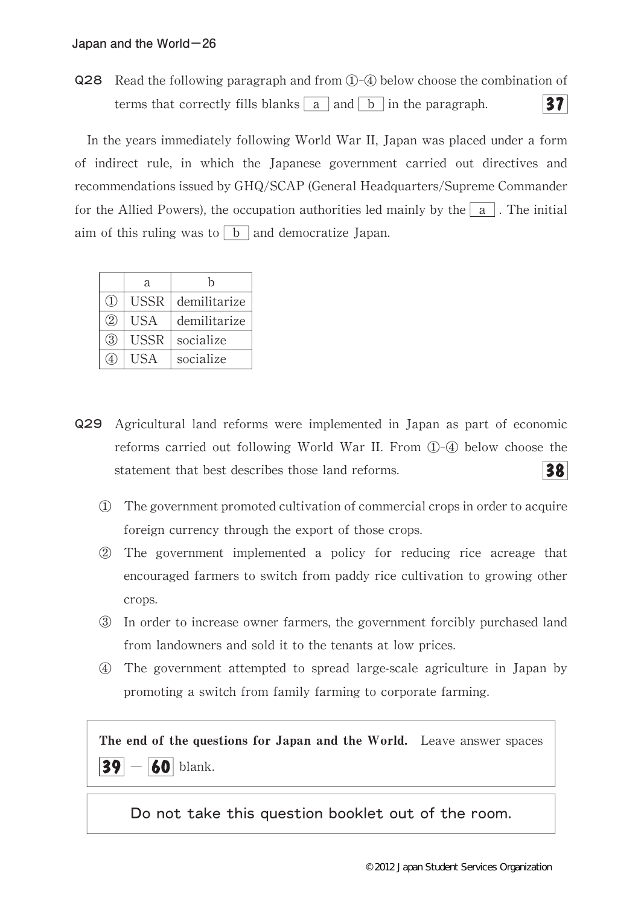**Q28** Read the following paragraph and from ①-④ below choose the combination of terms that correctly fills blanks [ a ] and [ b ] in the paragraph. **37**

In the years immediately following World War II, Japan was placed under a form of indirect rule, in which the Japanese government carried out directives and recommendations issued by GHQ/SCAP (General Headquarters/Supreme Commander for the Allied Powers), the occupation authorities led mainly by the [ a ]. The initial aim of this ruling was to [ b ] and democratize Japan.

| | a | b |
|---|---|---|
| ① | USSR | demilitarize |
| ② | USA | demilitarize |
| ③ | USSR | socialize |
| ④ | USA | socialize |

**Q29** Agricultural land reforms were implemented in Japan as part of economic reforms carried out following World War II. From ①-④ below choose the statement that best describes those land reforms. **38**

① The government promoted cultivation of commercial crops in order to acquire foreign currency through the export of those crops.

② The government implemented a policy for reducing rice acreage that encouraged farmers to switch from paddy rice cultivation to growing other crops.

③ In order to increase owner farmers, the government forcibly purchased land from landowners and sold it to the tenants at low prices.

④ The government attempted to spread large-scale agriculture in Japan by promoting a switch from family farming to corporate farming.

**The end of the questions for Japan and the World.** Leave answer spaces **39** — **60** blank.

Do not take this question booklet out of the room.

©2012 Japan Student Services Organization